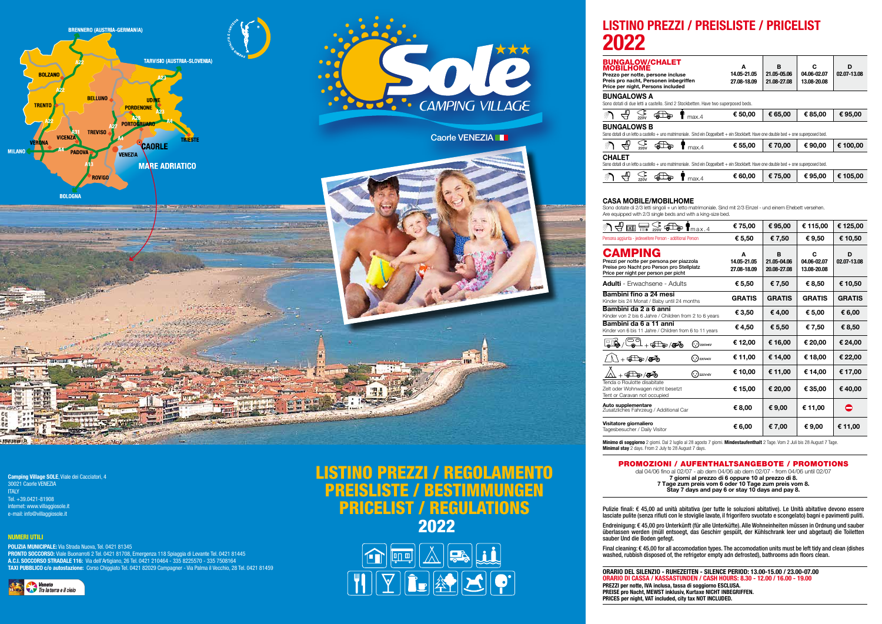## Camping Village SOLE

**Camping Village SOLE**, Viale dei Cacciatori, 4
30021 Caorle VENEZIA
ITALY
Tel. +39.0421-81908
internet: www.villaggiosole.it
e-mail: info@villaggiosole.it

### NUMERI UTILI

**POLIZIA MUNICIPALE:** Via Strada Nuova, Tel. 0421 81345
**PRONTO SOCCORSO:** Viale Buonarroti 2 Tel. 0421 81708, Emergenza 118 Spiaggia di Levante Tel. 0421 81445
**A.C.I. SOCCORSO STRADALE 116:** Via dell'Artigiano, 26 Tel. 0421 210464 - 335 8225570 - 335 7508164
**TAXI PUBBLICO c/o autostazione:** Corso Chiggiato Tel. 0421 82029 Campagner - Via Palma il Vecchio, 28 Tel. 0421 81459

Veneto – Tra la terra e il cielo

# Sole ★★★ CAMPING VILLAGE

Caorle VENEZIA

# LISTINO PREZZI / REGOLAMENTO
# PREISLISTE / BESTIMMUNGEN
# PRICELIST / REGULATIONS
# 2022

# LISTINO PREZZI / PREISLISTE / PRICELIST 2022

| BUNGALOW/CHALET MOBILHOME<br>Prezzo per notte, persone incluse<br>Preis pro nacht, Personen inbegriffen<br>Price per night, Persons included | A<br>14.05-21.05<br>27.08-18.09 | B<br>21.05-05.06<br>21.08-27.08 | C<br>04.06-02.07<br>13.08-20.08 | D<br>02.07-13.08 |
|---|---|---|---|---|
| **BUNGALOWS A**<br>Sono dotati di due letti a castello. Sind 2 Stockbetten. Have two superposed beds. | | | | |
| 220V, max.4 | € 50,00 | € 65,00 | € 85,00 | € 95,00 |
| **BUNGALOWS B**<br>Sono dotati di un letto a castello + uno matrimoniale. Sind ein Doppelbett + ein Stockbett. Have one double bed + one superposed bed. | | | | |
| 220V, max.4 | € 55,00 | € 70,00 | € 90,00 | € 100,00 |
| **CHALET**<br>Sono dotati di un letto a castello + uno matrimoniale. Sind ein Doppelbett + ein Stockbett. Have one double bed + one superposed bed. | | | | |
| 220V, max.4 | € 60,00 | € 75,00 | € 95,00 | € 105,00 |

**CASA MOBILE/MOBILHOME**
Sono dotate di 2/3 letti singoli + un letto matrimoniale. Sind mit 2/3 Einzel - und einem Ehebett versehen.
Are equipped with 2/3 single beds and with a king-size bed.

| | A | B | C | D |
|---|---|---|---|---|
| 220V, max.4 | € 75,00 | € 95,00 | € 115,00 | € 125,00 |
| Persona aggiunta - jedeweitere Person - additional Person | € 5,50 | € 7,50 | € 9,50 | € 10,50 |

| CAMPING<br>Prezzi per notte per persona per piazzola<br>Preise pro Nacht pro Person pro Stellplatz<br>Price per night per person per picht | A<br>14.05-21.05<br>27.08-18.09 | B<br>21.05-04.06<br>20.08-27.08 | C<br>04.06-02.07<br>13.08-20.08 | D<br>02.07-13.08 |
|---|---|---|---|---|
| **Adulti** - Erwachsene - Adults | € 5,50 | € 7,50 | € 8,50 | € 10,50 |
| **Bambini fino a 24 mesi**<br>Kinder bis 24 Monat / Baby until 24 months | GRATIS | GRATIS | GRATIS | GRATIS |
| **Bambini da 2 a 6 anni**<br>Kinder von 2 bis 6 Jahre / Children from 2 to 6 years | € 3,50 | € 4,00 | € 5,00 | € 6,00 |
| **Bambini da 6 a 11 anni**<br>Kinder von 6 bis 11 Jahre / Children from 6 to 11 years | € 4,50 | € 5,50 | € 7,50 | € 8,50 |
| Camper / Roulotte + auto/moto, 220V-6A | € 12,00 | € 16,00 | € 20,00 | € 24,00 |
| Tenda + auto/moto, 220V-6A | € 11,00 | € 14,00 | € 18,00 | € 22,00 |
| Tenda piccola + auto/moto, 220V-6A | € 10,00 | € 11,00 | € 14,00 | € 17,00 |
| Tenda o Roulotte disabitate<br>Zelt oder Wohnwagen nicht besetzt<br>Tent or Caravan not occupied | € 15,00 | € 20,00 | € 35,00 | € 40,00 |
| **Auto supplementare**<br>Zusätzliches Fahrzeug / Additional Car | € 8,00 | € 9,00 | € 11,00 | ⛔ |
| **Visitatore giornaliero**<br>Tagesbesucher / Daily Visitor | € 6,00 | € 7,00 | € 9,00 | € 11,00 |

**Minimo di soggiorno** 2 giorni. Dal 2 luglio al 28 agosto 7 giorni. **Mindestaufenthalt** 2 Tage. Vom 2 Juli bis 28 August 7 Tage.
**Minimal stay** 2 days. From 2 July to 28 August 7 days.

### PROMOZIONI / AUFENTHALTSANGEBOTE / PROMOTIONS

dal 04/06 fino al 02/07 - ab dem 04/06 ab dem 02/07 - from 04/06 until 02/07
**7 giorni al prezzo di 6 oppure 10 al prezzo di 8.**
**7 Tage zum preis vom 6 oder 10 Tage zum preis vom 8.**
**Stay 7 days and pay 6 or stay 10 days and pay 8.**

Pulizie finali: € 45,00 ad unità abitativa (per tutte le soluzioni abitative). Le Unità abitative devono essere lasciate pulite (senza rifiuti con le stoviglie lavate, il frigorifero svuotato e scongelato) bagni e pavimenti puliti.

Endreinigung: € 45,00 pro Unterkünft (für alle Unterküfte). Alle Wohneinheiten müssen in Ordnung und sauber überlassen werden (müll entsoegt, das Geschirr gespült, der Kühlschrank leer und abgetaut) die Toiletten sauber Und die Boden gefegt.

Final cleaning: € 45,00 for all accomodation types. The accomodation units must be left tidy and clean (dishes washed, rubbish disposed of, the refrigetor empty adn defrosted), bathrooms adn floors clean.

**ORARIO DEL SILENZIO - RUHEZEITEN - SILENCE PERIOD: 13.00-15.00 / 23.00-07.00**
**ORARIO DI CASSA / KASSASTUNDEN / CASH HOURS: 8.30 - 12.00 / 16.00 - 19.00**
**PREZZI per notte, IVA inclusa, tassa di soggiorno ESCLUSA.**
**PREISE pro Nacht, MEWST inklusiv, Kurtaxe NICHT INBEGRIFFEN.**
**PRICES per night, VAT included, city tax NOT INCLUDED.**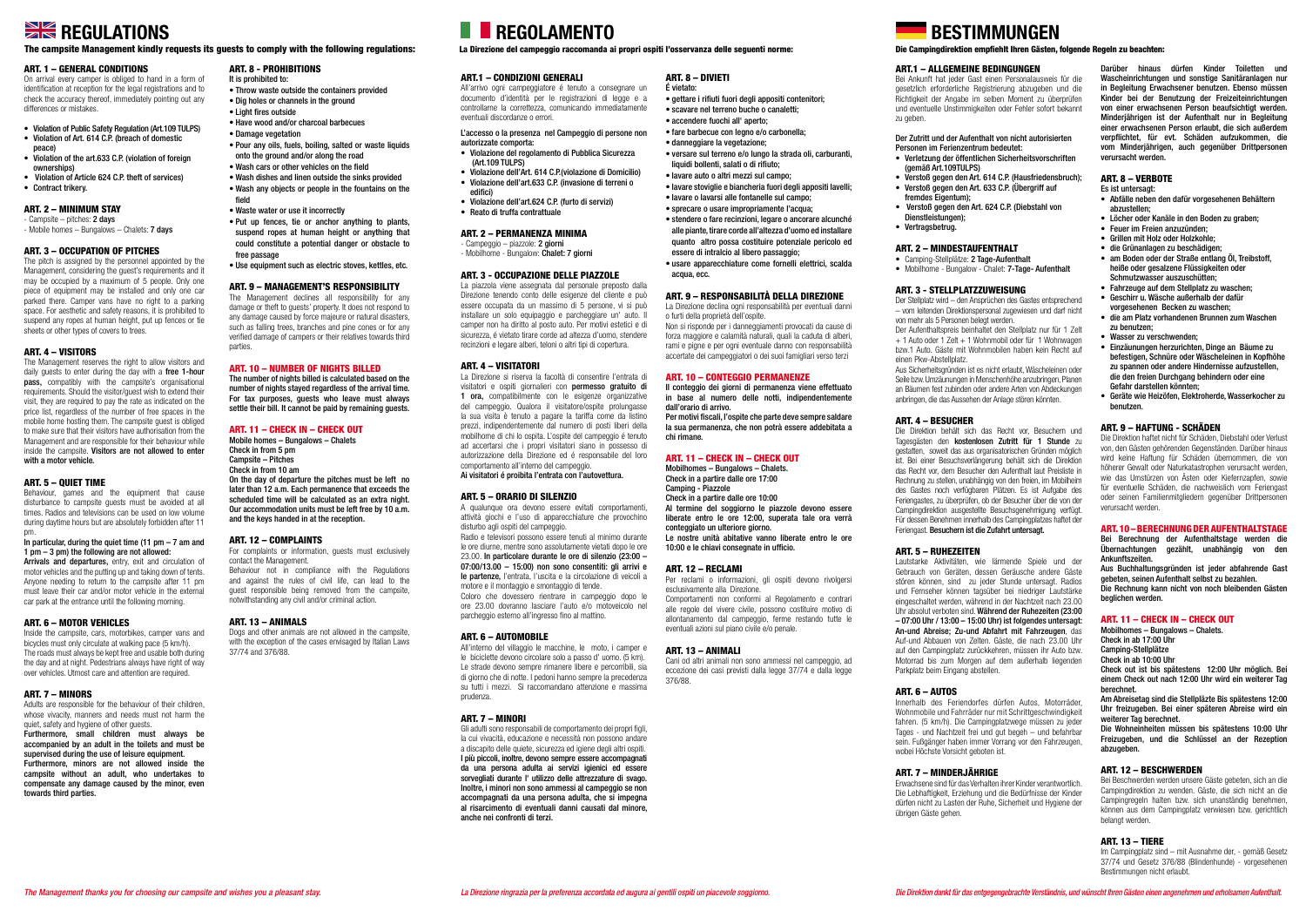# REGULATIONS

**The campsite Management kindly requests its guests to comply with the following regulations:**

## ART. 1 – GENERAL CONDITIONS

On arrival every camper is obliged to hand in a form of identification at reception for the legal registrations and to check the accuracy thereof, immediately pointing out any differences or mistakes.

- Violation of Public Safety Regulation (Art.109 TULPS)
- Violation of Art. 614 C.P. (breach of domestic peace)
- Violation of the art.633 C.P. (violation of foreign ownerships)
- Violation of Article 624 C.P. theft of services)
- Contract trikery.

## ART. 2 – MINIMUM STAY

- Campsite – pitches: **2 days**
- Mobile homes – Bungalows – Chalets: **7 days**

## ART. 3 – OCCUPATION OF PITCHES

The pitch is assigned by the personnel appointed by the Management, considering the guest's requirements and it may be occupied by a maximum of 5 people. Only one piece of equipment may be installed and only one car parked there. Camper vans have no right to a parking space. For aesthetic and safety reasons, it is prohibited to suspend any ropes at human height, put up fences or tie sheets or other types of covers to trees.

## ART. 4 – VISITORS

The Management reserves the right to allow visitors and daily guests to enter during the day with a **free 1-hour pass,** compatibly with the campsite's organisational requirements. Should the visitor/guest wish to extend their visit, they are required to pay the rate as indicated on the price list, regardless of the number of free spaces in the mobile home hosting them. The campsite guest is obliged to make sure that their visitors have authorisation from the Management and are responsible for their behaviour while inside the campsite. **Visitors are not allowed to enter with a motor vehicle.**

## ART. 5 – QUIET TIME

Behaviour, games and the equipment that cause disturbance to campsite guests must be avoided at all times. Radios and televisions can be used on low volume during daytime hours but are absolutely forbidden after 11 pm.

**In particular, during the quiet time (11 pm – 7 am and 1 pm – 3 pm) the following are not allowed:**
**Arrivals and departures,** entry, exit and circulation of motor vehicles and the putting up and taking down of tents. Anyone needing to return to the campsite after 11 pm must leave their car and/or motor vehicle in the external car park at the entrance until the following morning.

## ART. 6 – MOTOR VEHICLES

Inside the campsite, cars, motorbikes, camper vans and bicycles must only circulate at walking pace (5 km/h).
The roads must always be kept free and usable both during the day and at night. Pedestrians always have right of way over vehicles. Utmost care and attention are required.

## ART. 7 – MINORS

Adults are responsible for the behaviour of their children, whose vivacity, manners and needs must not harm the quiet, safety and hygiene of other guests.
**Furthermore, small children must always be accompanied by an adult in the toilets and must be supervised during the use of leisure equipment. Furthermore, minors are not allowed inside the campsite without an adult, who undertakes to compensate any damage caused by the minor, even towards third parties.**

## ART. 8 - PROHIBITIONS

**It is prohibited to:**

- Throw waste outside the containers provided
- Dig holes or channels in the ground
- Light fires outside
- Have wood and/or charcoal barbecues
- Damage vegetation
- Pour any oils, fuels, boiling, salted or waste liquids onto the ground and/or along the road
- Wash cars or other vehicles on the field
- Wash dishes and linen outside the sinks provided
- Wash any objects or people in the fountains on the field
- Waste water or use it incorrectly
- Put up fences, tie or anchor anything to plants, suspend ropes at human height or anything that could constitute a potential danger or obstacle to free passage
- Use equipment such as electric stoves, kettles, etc.

## ART. 9 – MANAGEMENT'S RESPONSIBILITY

The Management declines all responsibility for any damage or theft to guests' property. It does not respond to any damage caused by force majeure or natural disasters, such as falling trees, branches and pine cones or for any verified damage of campers or their relatives towards third parties.

## ART. 10 – NUMBER OF NIGHTS BILLED

**The number of nights billed is calculated based on the number of nights stayed regardless of the arrival time. For tax purposes, guests who leave must always settle their bill. It cannot be paid by remaining guests.**

## ART. 11 – CHECK IN – CHECK OUT

**Mobile homes – Bungalows – Chalets**
**Check in from 5 pm**
**Campsite – Pitches**
**Check in from 10 am**
**On the day of departure the pitches must be left no later than 12 a.m. Each permanence that exceeds the scheduled time will be calculated as an extra night. Our accommodation units must be left free by 10 a.m. and the keys handed in at the reception.**

## ART. 12 – COMPLAINTS

For complaints or information, guests must exclusively contact the Management.
Behaviour not in compliance with the Regulations and against the rules of civil life, can lead to the guest responsible being removed from the campsite, notwithstanding any civil and/or criminal action.

## ART. 13 – ANIMALS

Dogs and other animals are not allowed in the campsite, with the exception of the cases envisaged by Italian Laws 37/74 and 376/88.

*The Management thanks you for choosing our campsite and wishes you a pleasant stay.*

# REGOLAMENTO

**La Direzione del campeggio raccomanda ai propri ospiti l'osservanza delle seguenti norme:**

## ART.1 – CONDIZIONI GENERALI

All'arrivo ogni campeggiatore è tenuto a consegnare un documento d'identità per le registrazioni di legge e a controllarne la correttezza, comunicando immediatamente eventuali discordanze o errori.

L'accesso o la presenza nel Campeggio di persone non autorizzate comporta:

- Violazione del regolamento di Pubblica Sicurezza (Art.109 TULPS)
- Violazione dell'Art. 614 C.P.(violazione di Domicilio)
- Violazione dell'art.633 C.P. (invasione di terreni o edifici)
- Violazione dell'art.624 C.P. (furto di servizi)
- Reato di truffa contrattuale

## ART. 2 – PERMANENZA MINIMA

- Campeggio – piazzole: **2 giorni**
- Mobilhome - Bungalow: **Chalet: 7 giorni**

## ART. 3 - OCCUPAZIONE DELLE PIAZZOLE

La piazzola viene assegnata dal personale preposto dalla Direzione tenendo conto delle esigenze del cliente e può essere occupata da un massimo di 5 persone, vi si può installare un solo equipaggio e parcheggiare un' auto. Il camper non ha diritto al posto auto. Per motivi estetici e di sicurezza, é vietato tirare corde ad altezza d'uomo, stendere recinzioni e legare alberi, teloni o altri tipi di copertura.

## ART. 4 – VISITATORI

La Direzione si riserva la facoltà di consentire l'entrata di visitatori e ospiti giornalieri con **permesso gratuito di 1 ora,** compatibilmente con le esigenze organizzative del campeggio. Qualora il visitatore/ospite prolungasse la sua visita è tenuto a pagare la tariffa come da listino prezzi, indipendentemente dal numero di posti liberi della mobilhome di chi lo ospita. L'ospite del campeggio è tenuto ad accertarsi che i propri visitatori siano in possesso di autorizzazione della Direzione ed è responsabile del loro comportamento all'interno del campeggio.
**Ai visitatori è proibita l'entrata con l'autovettura.**

## ART. 5 – ORARIO DI SILENZIO

A qualunque ora devono essere evitati comportamenti, attività giochi e l'uso di apparecchiature che provochino disturbo agli ospiti del campeggio.
Radio e televisori possono essere tenuti al minimo durante le ore diurne, mentre sono assolutamente vietati dopo le ore 23.00. **In particolare durante le ore di silenzio (23:00 – 07:00/13.00 – 15:00) non sono consentiti: gli arrivi e le partenze,** l'entrata, l'uscita e la circolazione di veicoli a motore e il montaggio e smontaggio di tende.
Coloro che dovessero rientrare in campeggio dopo le ore 23.00 dovranno lasciare l'auto e/o motoveicolo nel parcheggio esterno all'ingresso fino al mattino.

## ART. 6 – AUTOMOBILE

All'interno del villaggio le macchine, le moto, i camper e le biciclette devono circolare solo a passo d' uomo (5 km). Le strade devono sempre rimanere libere e percorribili, sia di giorno che di notte. I pedoni hanno sempre la precedenza su tutti i mezzi. Si raccomandano attenzione e massima prudenza.

## ART. 7 – MINORI

Gli adulti sono responsabili de comportamento dei propri figli, la cui vivacità, educazione e necessità non possono andare a discapito delle quiete, sicurezza ed igiene degli altri ospiti.
**I più piccoli, inoltre, devono sempre essere accompagnati da una persona adulta ai servizi igienici ed essere sorvegliati durante l' utilizzo delle attrezzature di svago. Inoltre, i minori non sono ammessi al campeggio se non accompagnati da una persona adulta, che si impegna al risarcimento di eventuali danni causati dal minore, anche nei confronti di terzi.**

## ART. 8 – DIVIETI

**É vietato:**

- **gettare i rifiuti fuori degli appositi contenitori;**
- **scavare nel terreno buche o canaletti;**
- **accendere fuochi all' aperto;**
- **fare barbecue con legno e/o carbonella;**
- **danneggiare la vegetazione;**
- **versare sul terreno e/o lungo la strada oli, carburanti, liquidi bollenti, salati o di rifiuto;**
- **lavare auto o altri mezzi sul campo;**
- **lavare stoviglie e biancheria fuori degli appositi lavelli;**
- **lavare o lavarsi alle fontanelle sul campo;**
- **sprecare o usare impropriamente l'acqua;**
- **stendere o fare recinzioni, legare o ancorare alcunché alle piante, tirare corde all'altezza d'uomo ed installare quanto altro possa costituire potenziale pericolo ed essere di intralcio al libero passaggio;**
- **usare apparecchiature come fornelli elettrici, scalda acqua, ecc.**

## ART. 9 – RESPONSABILITÀ DELLA DIREZIONE

La Direzione declina ogni responsabilità per eventuali danni o furti della proprietà dell'ospite.
Non si risponde per i danneggiamenti provocati da cause di forza maggiore e calamità naturali, quali la caduta di alberi, rami e pigne e per ogni eventuale danno con responsabilità accertate dei campeggiatori o dei suoi famigliari verso terzi

## ART. 10 – CONTEGGIO PERMANENZE

**Il conteggio dei giorni di permanenza viene effettuato in base al numero delle notti, indipendentemente dall'orario di arrivo.**
**Per motivi fiscali, l'ospite che parte deve sempre saldare la sua permanenza, che non potrà essere addebitata a chi rimane.**

## ART. 11 – CHECK IN – CHECK OUT

**Mobilhomes – Bungalows – Chalets.**
**Check in a partire dalle ore 17:00**
**Camping - Piazzole**
**Check in a partire dalle ore 10:00**
**Al termine del soggiorno le piazzole devono essere liberate entro le ore 12:00, superata tale ora verrà conteggiato un ulteriore giorno.**
**Le nostre unità abitative vanno liberate entro le ore 10:00 e le chiavi consegnate in ufficio.**

## ART. 12 – RECLAMI

Per reclami o informazioni, gli ospiti devono rivolgersi esclusivamente alla Direzione.
Comportamenti non conformi al Regolamento e contrari alle regole del vivere civile, possono costituire motivo di allontanamento dal campeggio, ferme restando tutte le eventuali azioni sul piano civile e/o penale.

## ART. 13 – ANIMALI

Cani od altri animali non sono ammessi nel campeggio, ad eccezione dei casi previsti dalla legge 37/74 e dalla legge 376/88.

*La Direzione ringrazia per la preferenza accordata ed augura ai gentili ospiti un piacevole soggiorno.*

# BESTIMMUNGEN

**Die Campingdirektion empfiehlt Ihren Gästen, folgende Regeln zu beachten:**

## ART.1 – ALLGEMEINE BEDINGUNGEN

Bei Ankunft hat jeder Gast einen Personalausweis für die gesetzlich erforderliche Registrierung abzugeben und die Richtigkeit der Angabe im selben Moment zu überprüfen und eventuelle Unstimmigkeiten oder Fehler sofort bekannt zu geben.

**Der Zutritt und der Aufenthalt von nicht autorisierten Personen im Ferienzentrum bedeutet:**

- **Verletzung der öffentlichen Sicherheitsvorschriften (gemäß Art.109TULPS)**
- **Verstoß gegen der Art. 614 C.P. (Hausfriedensbruch);**
- **Verstoß gegen der Art. 633 C.P. (Übergriff auf fremdes Eigentum);**
- **Verstoß gegen der Art. 624 C.P. (Diebstahl von Dienstleistungen);**
- **Vertragsbetrug.**

## ART. 2 – MINDESTAUFENTHALT

- Camping-Stellplätze: **2 Tage-Aufenthalt**
- Mobilhome - Bungalow - Chalet: **7-Tage- Aufenthalt**

## ART. 3 – STELLPLATZZUWEISUNG

Der Stellplatz wird – den Ansprüchen des Gastes entsprechend – vom leitenden Direktionspersonal zugewiesen und darf nicht von mehr als 5 Personen belegt werden.
Der Aufenthaltspreis beinhaltet den Stellplatz nur für 1 Zelt + 1 Auto oder 1 Zelt + 1 Wohnmobil oder für 1 Wohnwagen bzw.1 Auto. Gäste mit Wohnmobilen haben kein Recht auf einen Pkw-Abstellplatz.
Aus Sicherheitsgründen ist es nicht erlaubt, Wäscheleinen oder Seile bzw. Umzäunungen in Menschenhöhe anzubringen, Planen an Bäumen fest zubinden oder andere Arten von Abdeckungen anbringen, die das Aussehen der Anlage stören könnten.

## ART. 4 – BESUCHER

Die Direktion behält sich das Recht vor, Besuchern und Tagesgästen den **kostenlosen Zutritt für 1 Stunde** zu gestatten, soweit das aus organisatorischen Gründen möglich ist. Bei einer Besuchsverlängerung behält sich die Direktion das Recht vor, dem Besucher den Aufenthalt laut Preisliste in Rechnung zu stellen, unabhängig von den freien, im Mobilheim des Gastes noch verfügbaren Plätzen. Es ist Aufgabe des Feriengastes, zu überprüfen, ob der Besucher über die von der Campingdirektion ausgestellte Besuchsgenehmigung verfügt. Für dessen Benehmen innerhalb des Campingplatzes haftet der Feriengast. **Besuchern ist die Zufahrt untersagt.**

## ART. 5 – RUHEZEITEN

Lautstarke Aktivitäten, wie lärmende Spiele und der Gebrauch von Geräten, dessen Geräusche andere Gäste stören können, sind zu jeder Stunde untersagt. Radios und Fernseher können tagsüber bei niedriger Lautstärke eingeschaltet werden, während in der Nachtzeit nach 23.00 Uhr absolut verboten sind. **Während der Ruhezeiten (23:00 – 07:00 Uhr / 13:00 – 15:00 Uhr) ist folgendes untersagt: An-und Abreise; Zu-und Abfahrt mit Fahrzeugen,** das Auf-und Abbauen von Zelten. Gäste, die nach 23.00 Uhr auf den Campingplatz zurückkehren, müssen ihr Auto bzw. Motorrad bis zum Morgen auf dem außerhalb liegenden Parkplatz beim Eingang abstellen.

## ART. 6 – AUTOS

Innerhalb des Feriendorfes dürfen Autos, Motorräder, Wohnmobile und Fahrräder nur mit Schrittgeschwindigkeit fahren. (5 km/h). Die Campingplatzwege müssen zu jeder Tages - und Nachtzeit frei und gut begeh – und befahrbar sein. Fußgänger haben immer Vorrang vor den Fahrzeugen, wobei Höchste Vorsicht geboten ist.

## ART. 7 – MINDERJÄHRIGE

Erwachsene sind für das Verhalten ihrer Kinder verantwortlich. Die Lebhaftigkeit, Erziehung und die Bedürfnisse der Kinder dürfen nicht zu Lasten der Ruhe, Sicherheit und Hygiene der übrigen Gäste gehen.

**Darüber hinaus dürfen Kinder Toiletten und Wascheinrichtungen und sonstige Sanitäranlagen nur in Begleitung Erwachsener benutzen. Ebenso müssen Kinder bei der Benutzung der Freizeiteinrichtungen von einer erwachsenen Person beaufsichtigt werden. Minderjährigen ist der Aufenthalt nur in Begleitung einer erwachsenen Person erlaubt, die sich außerdem verpflichtet, für evt. Schäden aufzukommen, die vom Minderjährigen, auch gegenüber Drittpersonen verursacht werden.**

## ART. 8 – VERBOTE

**Es ist untersagt:**

- **Abfälle neben den dafür vorgesehenen Behältern abzustellen;**
- **Löcher oder Kanäle in den Boden zu graben;**
- **Feuer im Freien anzuzünden;**
- **Grillen mit Holz oder Holzkohle;**
- **die Grünanlagen zu beschädigen;**
- **am Boden oder der Straße entlang Öl, Treibstoff, heiße oder gesalzene Flüssigkeiten oder Schmutzwasser auszuschütten;**
- **Fahrzeuge auf dem Stellplatz zu waschen;**
- **Geschirr u. Wäsche außerhalb der dafür vorgesehenen Becken zu waschen;**
- **die am Platz vorhandenen Brunnen zum Waschen zu benutzen;**
- **Wasser zu verschwenden;**
- **Einzäunungen herzurichten, Dinge an Bäume zu befestigen, Schnüre oder Wäscheleinen in Kopfhöhe zu spannen oder andere Hindernisse aufzustellen, die den freien Durchgang behindern oder eine Gefahr darstellen könnten;**
- **Geräte wie Heizöfen, Elektroherde, Wasserkocher zu benutzen.**

## ART. 9 – HAFTUNG - SCHÄDEN

Die Direktion haftet nicht für Schäden, Diebstahl oder Verlust von, den Gästen gehörenden Gegenständen. Darüber hinaus wird keine Haftung für Schäden übernommen, die von höherer Gewalt oder Naturkatastrophen verursacht werden, wie das Umstürzen von Ästen oder Kiefernzapfen, sowie für eventuelle Schäden, die nachweislich vom Feriengast oder seinen Familienmitgliedern gegenüber Drittpersonen verursacht werden.

## ART. 10 – BERECHNUNG DER AUFENTHALTSTAGE

**Bei Berechnung der Aufenthaltstage werden die Übernachtungen gezählt, unabhängig von den Ankunftszeiten.**
**Aus Buchhaltungsgründen ist jeder abfahrende Gast gebeten, seinen Aufenthalt selbst zu bezahlen.**
**Die Rechnung kann nicht von noch bleibenden Gästen beglichen werden.**

## ART. 11 – CHECK IN – CHECK OUT

**Mobilhomes – Bungalows – Chalets.**
**Check in ab 17:00 Uhr**
**Camping-Stellplätze**
**Check in ab 10:00 Uhr**
**Check out ist bis spätestens 12:00 Uhr möglich. Bei einem Check out nach 12:00 Uhr wird ein weiterer Tag berechnet.**
**Am Abreisetag sind die Stellplätze Bis spätestens 12:00 Uhr freizugeben. Bei einer späteren Abreise wird ein weiterer Tag berechnet.**
**Die Wohneinheiten müssen bis spätestens 10:00 Uhr Freizugeben, und die Schlüssel an der Rezeption abzugeben.**

## ART. 12 – BESCHWERDEN

Bei Beschwerden werden unsere Gäste gebeten, sich an die Campingdirektion zu wenden. Gäste, die sich nicht an die Campingregeln halten bzw. sich unanständig benehmen, können aus dem Campingplatz verwiesen bzw. gerichtlich belangt werden.

## ART. 13 – TIERE

Im Campingplatz sind – mit Ausnahme der, - gemäß Gesetz 37/74 und Gesetz 376/88 (Blindenhunde) - vorgesehenen Bestimmungen nicht erlaubt.

*Die Direktion dankt für das entgegengebrachte Verständnis, und wünscht Ihren Gästen einen angenehmen und erholsamen Aufenthalt.*